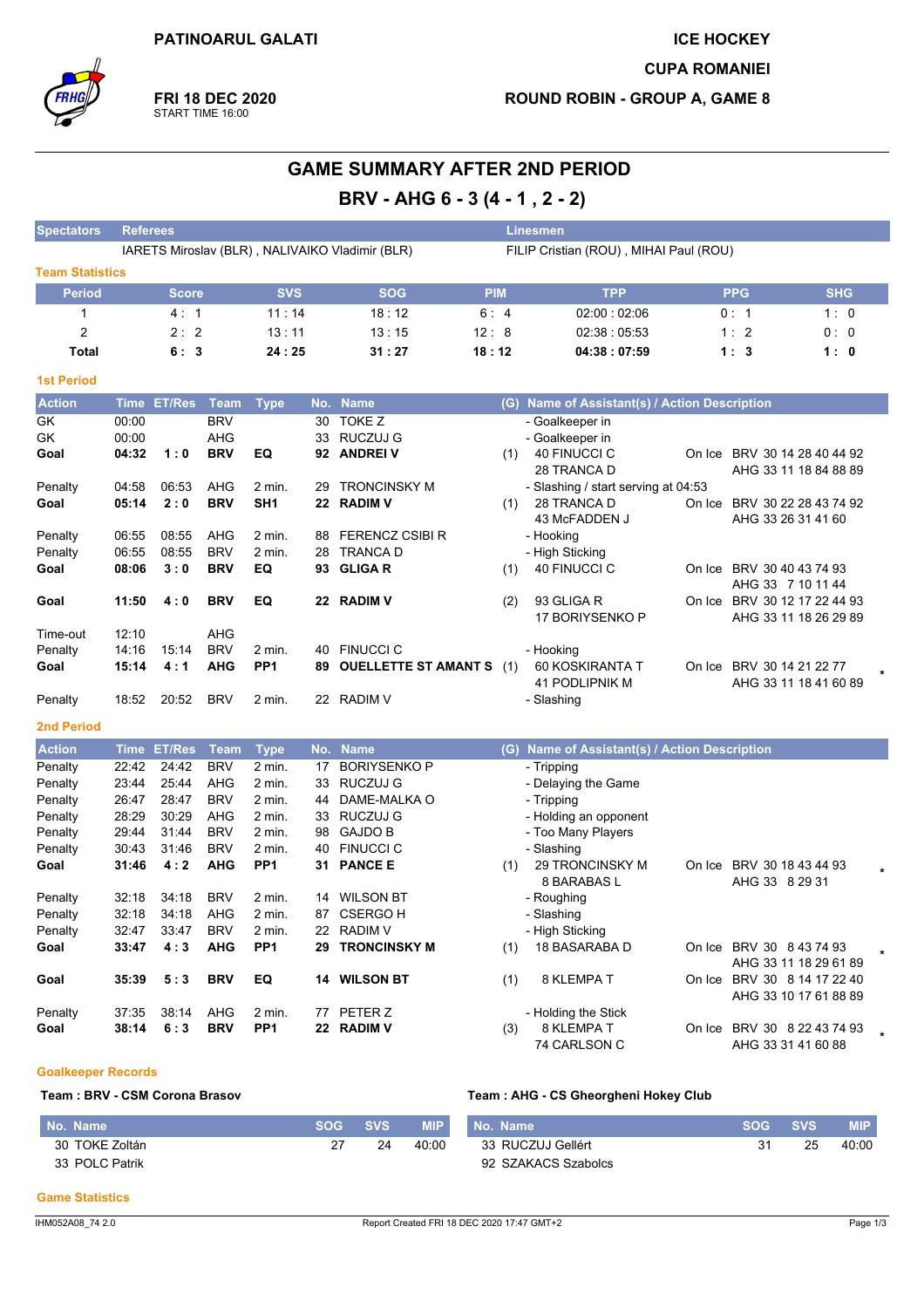PATINOARUL GALATI

**FRI 18 DEC 2020**
START TIME 16:00

ICE HOCKEY
CUPA ROMANIEI
ROUND ROBIN - GROUP A, GAME 8

# GAME SUMMARY AFTER 2ND PERIOD

## BRV - AHG 6 - 3 (4 - 1 , 2 - 2)

| Spectators | Referees | Linesmen |
|---|---|---|
| | IARETS Miroslav (BLR) , NALIVAIKO Vladimir (BLR) | FILIP Cristian (ROU) , MIHAI Paul (ROU) |

**Team Statistics**

| Period | Score | SVS | SOG | PIM | TPP | PPG | SHG |
|---|---|---|---|---|---|---|---|
| 1 | 4 : 1 | 11 : 14 | 18 : 12 | 6 : 4 | 02:00 : 02:06 | 0 : 1 | 1 : 0 |
| 2 | 2 : 2 | 13 : 11 | 13 : 15 | 12 : 8 | 02:38 : 05:53 | 1 : 2 | 0 : 0 |
| **Total** | **6 : 3** | **24 : 25** | **31 : 27** | **18 : 12** | **04:38 : 07:59** | **1 : 3** | **1 : 0** |

**1st Period**

| Action | Time | ET/Res | Team | Type | No. | Name | (G) | Name of Assistant(s) / Action Description | | |
|---|---|---|---|---|---|---|---|---|---|---|
| GK | 00:00 | | BRV | | 30 | TOKE Z | | - Goalkeeper in | | |
| GK | 00:00 | | AHG | | 33 | RUCZUJ G | | - Goalkeeper in | | |
| **Goal** | **04:32** | **1 : 0** | **BRV** | **EQ** | **92** | **ANDREI V** | (1) | 40 FINUCCI C<br>28 TRANCA D | On Ice | BRV 30 14 28 40 44 92<br>AHG 33 11 18 84 88 89 |
| Penalty | 04:58 | 06:53 | AHG | 2 min. | 29 | TRONCINSKY M | | - Slashing / start serving at 04:53 | | |
| **Goal** | **05:14** | **2 : 0** | **BRV** | **SH1** | **22** | **RADIM V** | (1) | 28 TRANCA D<br>43 McFADDEN J | On Ice | BRV 30 22 28 43 74 92<br>AHG 33 26 31 41 60 |
| Penalty | 06:55 | 08:55 | AHG | 2 min. | 88 | FERENCZ CSIBI R | | - Hooking | | |
| Penalty | 06:55 | 08:55 | BRV | 2 min. | 28 | TRANCA D | | - High Sticking | | |
| **Goal** | **08:06** | **3 : 0** | **BRV** | **EQ** | **93** | **GLIGA R** | (1) | 40 FINUCCI C | On Ice | BRV 30 40 43 74 93<br>AHG 33 7 10 11 44 |
| **Goal** | **11:50** | **4 : 0** | **BRV** | **EQ** | **22** | **RADIM V** | (2) | 93 GLIGA R<br>17 BORIYSENKO P | On Ice | BRV 30 12 17 22 44 93<br>AHG 33 11 18 26 29 89 |
| Time-out | 12:10 | | AHG | | | | | | | |
| Penalty | 14:16 | 15:14 | BRV | 2 min. | 40 | FINUCCI C | | - Hooking | | |
| **Goal** | **15:14** | **4 : 1** | **AHG** | **PP1** | **89** | **OUELLETTE ST AMANT S** | (1) | 60 KOSKIRANTA T<br>41 PODLIPNIK M | On Ice | BRV 30 14 21 22 77<br>AHG 33 11 18 41 60 89 * |
| Penalty | 18:52 | 20:52 | BRV | 2 min. | 22 | RADIM V | | - Slashing | | |

**2nd Period**

| Action | Time | ET/Res | Team | Type | No. | Name | (G) | Name of Assistant(s) / Action Description | | |
|---|---|---|---|---|---|---|---|---|---|---|
| Penalty | 22:42 | 24:42 | BRV | 2 min. | 17 | BORIYSENKO P | | - Tripping | | |
| Penalty | 23:44 | 25:44 | AHG | 2 min. | 33 | RUCZUJ G | | - Delaying the Game | | |
| Penalty | 26:47 | 28:47 | BRV | 2 min. | 44 | DAME-MALKA O | | - Tripping | | |
| Penalty | 28:29 | 30:29 | AHG | 2 min. | 33 | RUCZUJ G | | - Holding an opponent | | |
| Penalty | 29:44 | 31:44 | BRV | 2 min. | 98 | GAJDO B | | - Too Many Players | | |
| Penalty | 30:43 | 31:46 | BRV | 2 min. | 40 | FINUCCI C | | - Slashing | | |
| **Goal** | **31:46** | **4 : 2** | **AHG** | **PP1** | **31** | **PANCE E** | (1) | 29 TRONCINSKY M<br>8 BARABAS L | On Ice | BRV 30 18 43 44 93<br>AHG 33 8 29 31 * |
| Penalty | 32:18 | 34:18 | BRV | 2 min. | 14 | WILSON BT | | - Roughing | | |
| Penalty | 32:18 | 34:18 | AHG | 2 min. | 87 | CSERGO H | | - Slashing | | |
| Penalty | 32:47 | 33:47 | BRV | 2 min. | 22 | RADIM V | | - High Sticking | | |
| **Goal** | **33:47** | **4 : 3** | **AHG** | **PP1** | **29** | **TRONCINSKY M** | (1) | 18 BASARABA D | On Ice | BRV 30 8 43 74 93<br>AHG 33 11 18 29 61 89 * |
| **Goal** | **35:39** | **5 : 3** | **BRV** | **EQ** | **14** | **WILSON BT** | (1) | 8 KLEMPA T | On Ice | BRV 30 8 14 17 22 40<br>AHG 33 10 17 61 88 89 |
| Penalty | 37:35 | 38:14 | AHG | 2 min. | 77 | PETER Z | | - Holding the Stick | | |
| **Goal** | **38:14** | **6 : 3** | **BRV** | **PP1** | **22** | **RADIM V** | (3) | 8 KLEMPA T<br>74 CARLSON C | On Ice | BRV 30 8 22 43 74 93<br>AHG 33 31 41 60 88 * |

**Goalkeeper Records**

**Team : BRV - CSM Corona Brasov**

| No. Name | SOG | SVS | MIP |
|---|---|---|---|
| 30 TOKE Zoltán | 27 | 24 | 40:00 |
| 33 POLC Patrik | | | |

**Team : AHG - CS Gheorgheni Hokey Club**

| No. Name | SOG | SVS | MIP |
|---|---|---|---|
| 33 RUCZUJ Gellért | 31 | 25 | 40:00 |
| 92 SZAKACS Szabolcs | | | |

**Game Statistics**

IHM052A08_74 2.0 Report Created FRI 18 DEC 2020 17:47 GMT+2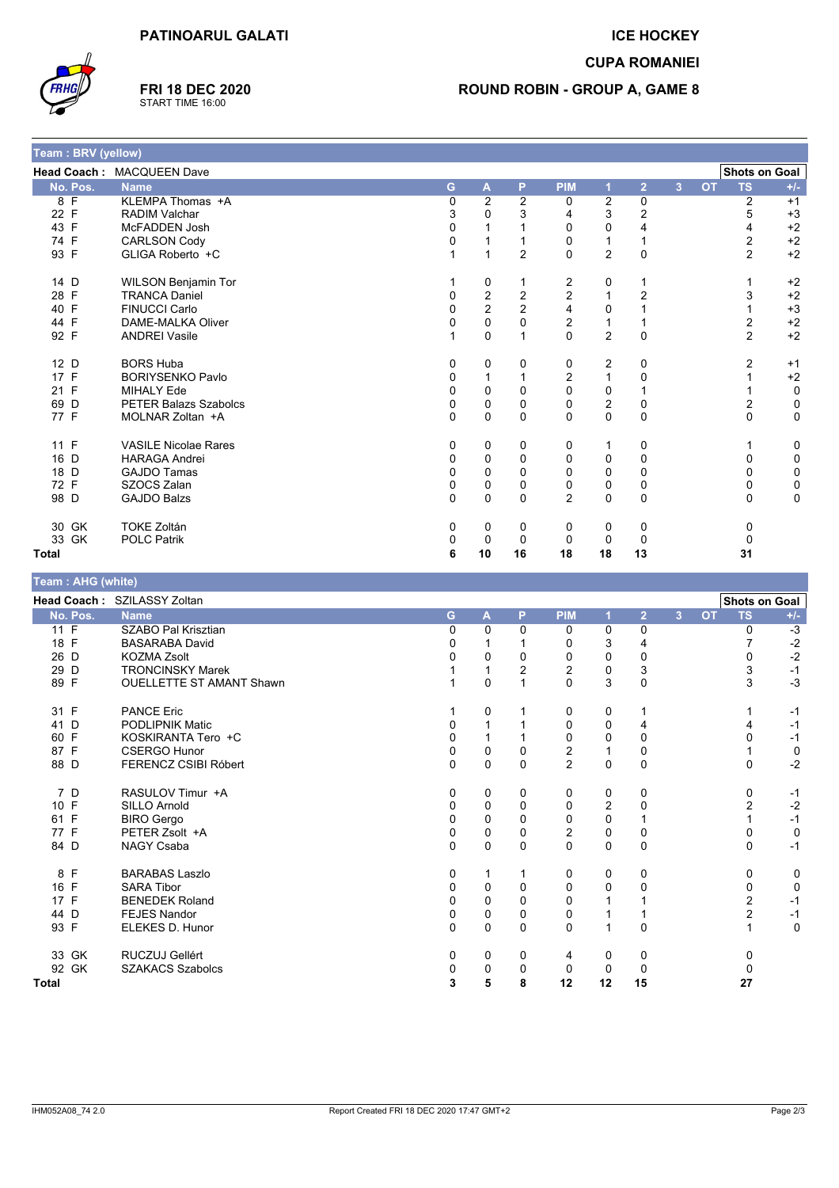# PATINOARUL GALATI

**FRI 18 DEC 2020**
START TIME 16:00

# ICE HOCKEY

## CUPA ROMANIEI

## ROUND ROBIN - GROUP A, GAME 8

### Team : BRV (yellow)

**Head Coach :** MACQUEEN Dave

| No. | Pos. | Name | G | A | P | PIM | 1 | 2 | 3 | OT | TS | +/- |
|---|---|---|---|---|---|---|---|---|---|---|---|---|
| 8 | F | KLEMPA Thomas +A | 0 | 2 | 2 | 0 | 2 | 0 | | | 2 | +1 |
| 22 | F | RADIM Valchar | 3 | 0 | 3 | 4 | 3 | 2 | | | 5 | +3 |
| 43 | F | McFADDEN Josh | 0 | 1 | 1 | 0 | 0 | 4 | | | 4 | +2 |
| 74 | F | CARLSON Cody | 0 | 1 | 1 | 0 | 1 | 1 | | | 2 | +2 |
| 93 | F | GLIGA Roberto +C | 1 | 1 | 2 | 0 | 2 | 0 | | | 2 | +2 |
| 14 | D | WILSON Benjamin Tor | 1 | 0 | 1 | 2 | 0 | 1 | | | 1 | +2 |
| 28 | F | TRANCA Daniel | 0 | 2 | 2 | 2 | 1 | 2 | | | 3 | +2 |
| 40 | F | FINUCCI Carlo | 0 | 2 | 2 | 4 | 0 | 1 | | | 1 | +3 |
| 44 | F | DAME-MALKA Oliver | 0 | 0 | 0 | 2 | 1 | 1 | | | 2 | +2 |
| 92 | F | ANDREI Vasile | 1 | 0 | 1 | 0 | 2 | 0 | | | 2 | +2 |
| 12 | D | BORS Huba | 0 | 0 | 0 | 0 | 2 | 0 | | | 2 | +1 |
| 17 | F | BORIYSENKO Pavlo | 0 | 1 | 1 | 2 | 1 | 0 | | | 1 | +2 |
| 21 | F | MIHALY Ede | 0 | 0 | 0 | 0 | 0 | 1 | | | 1 | 0 |
| 69 | D | PETER Balazs Szabolcs | 0 | 0 | 0 | 0 | 2 | 0 | | | 2 | 0 |
| 77 | F | MOLNAR Zoltan +A | 0 | 0 | 0 | 0 | 0 | 0 | | | 0 | 0 |
| 11 | F | VASILE Nicolae Rares | 0 | 0 | 0 | 0 | 1 | 0 | | | 1 | 0 |
| 16 | D | HARAGA Andrei | 0 | 0 | 0 | 0 | 0 | 0 | | | 0 | 0 |
| 18 | D | GAJDO Tamas | 0 | 0 | 0 | 0 | 0 | 0 | | | 0 | 0 |
| 72 | F | SZOCS Zalan | 0 | 0 | 0 | 0 | 0 | 0 | | | 0 | 0 |
| 98 | D | GAJDO Balzs | 0 | 0 | 0 | 2 | 0 | 0 | | | 0 | 0 |
| 30 | GK | TOKE Zoltán | 0 | 0 | 0 | 0 | 0 | 0 | | | 0 | |
| 33 | GK | POLC Patrik | 0 | 0 | 0 | 0 | 0 | 0 | | | 0 | |
| **Total** | | | **6** | **10** | **16** | **18** | **18** | **13** | | | **31** | |

### Team : AHG (white)

**Head Coach :** SZILASSY Zoltan

| No. | Pos. | Name | G | A | P | PIM | 1 | 2 | 3 | OT | TS | +/- |
|---|---|---|---|---|---|---|---|---|---|---|---|---|
| 11 | F | SZABO Pal Krisztian | 0 | 0 | 0 | 0 | 0 | 0 | | | 0 | -3 |
| 18 | F | BASARABA David | 0 | 1 | 1 | 0 | 3 | 4 | | | 7 | -2 |
| 26 | D | KOZMA Zsolt | 0 | 0 | 0 | 0 | 0 | 0 | | | 0 | -2 |
| 29 | D | TRONCINSKY Marek | 1 | 1 | 2 | 2 | 0 | 3 | | | 3 | -1 |
| 89 | F | OUELLETTE ST AMANT Shawn | 1 | 0 | 1 | 0 | 3 | 0 | | | 3 | -3 |
| 31 | F | PANCE Eric | 1 | 0 | 1 | 0 | 0 | 1 | | | 1 | -1 |
| 41 | D | PODLIPNIK Matic | 0 | 1 | 1 | 0 | 0 | 4 | | | 4 | -1 |
| 60 | F | KOSKIRANTA Tero +C | 0 | 1 | 1 | 0 | 0 | 0 | | | 0 | -1 |
| 87 | F | CSERGO Hunor | 0 | 0 | 0 | 2 | 1 | 0 | | | 1 | 0 |
| 88 | D | FERENCZ CSIBI Róbert | 0 | 0 | 0 | 2 | 0 | 0 | | | 0 | -2 |
| 7 | D | RASULOV Timur +A | 0 | 0 | 0 | 0 | 0 | 0 | | | 0 | -1 |
| 10 | F | SILLO Arnold | 0 | 0 | 0 | 0 | 2 | 0 | | | 2 | -2 |
| 61 | F | BIRO Gergo | 0 | 0 | 0 | 0 | 0 | 1 | | | 1 | -1 |
| 77 | F | PETER Zsolt +A | 0 | 0 | 0 | 2 | 0 | 0 | | | 0 | 0 |
| 84 | D | NAGY Csaba | 0 | 0 | 0 | 0 | 0 | 0 | | | 0 | -1 |
| 8 | F | BARABAS Laszlo | 0 | 1 | 1 | 0 | 0 | 0 | | | 0 | 0 |
| 16 | F | SARA Tibor | 0 | 0 | 0 | 0 | 0 | 0 | | | 0 | 0 |
| 17 | F | BENEDEK Roland | 0 | 0 | 0 | 0 | 1 | 1 | | | 2 | -1 |
| 44 | D | FEJES Nandor | 0 | 0 | 0 | 0 | 1 | 1 | | | 2 | -1 |
| 93 | F | ELEKES D. Hunor | 0 | 0 | 0 | 0 | 1 | 0 | | | 1 | 0 |
| 33 | GK | RUCZUJ Gellért | 0 | 0 | 0 | 4 | 0 | 0 | | | 0 | |
| 92 | GK | SZAKACS Szabolcs | 0 | 0 | 0 | 0 | 0 | 0 | | | 0 | |
| **Total** | | | **3** | **5** | **8** | **12** | **12** | **15** | | | **27** | |

IHM052A08_74 2.0 Report Created FRI 18 DEC 2020 17:47 GMT+2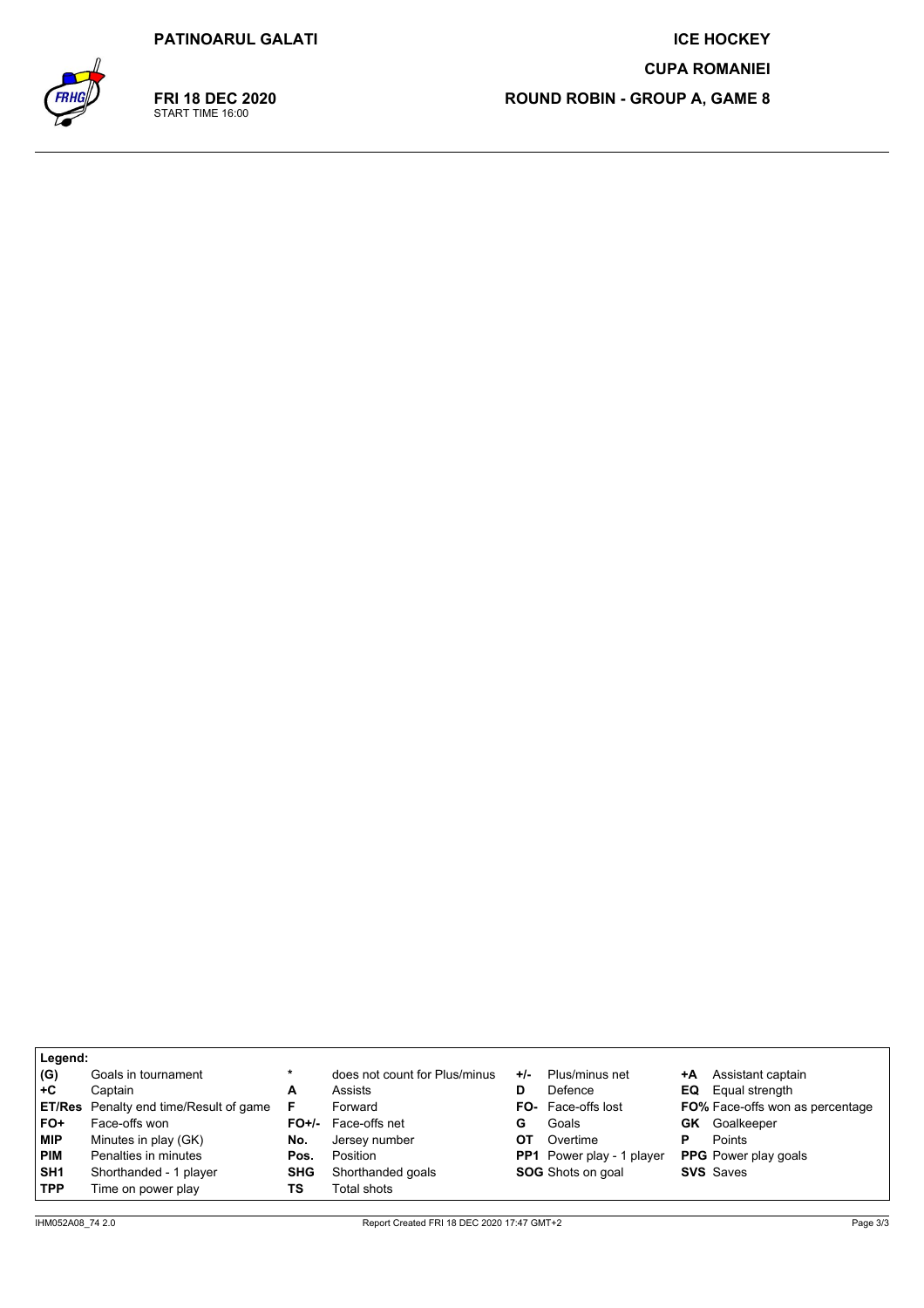**PATINOARUL GALATI**

**FRI 18 DEC 2020**
START TIME 16:00

**ICE HOCKEY**

**CUPA ROMANIEI**

**ROUND ROBIN - GROUP A, GAME 8**

**Legend:**

| | | | | | | | |
|---|---|---|---|---|---|---|---|
| **(G)** | Goals in tournament | **\*** | does not count for Plus/minus | **+/-** | Plus/minus net | **+A** | Assistant captain |
| **+C** | Captain | **A** | Assists | **D** | Defence | **EQ** | Equal strength |
| **ET/Res** | Penalty end time/Result of game | **F** | Forward | **FO-** | Face-offs lost | **FO%** | Face-offs won as percentage |
| **FO+** | Face-offs won | **FO+/-** | Face-offs net | **G** | Goals | **GK** | Goalkeeper |
| **MIP** | Minutes in play (GK) | **No.** | Jersey number | **OT** | Overtime | **P** | Points |
| **PIM** | Penalties in minutes | **Pos.** | Position | **PP1** | Power play - 1 player | **PPG** | Power play goals |
| **SH1** | Shorthanded - 1 player | **SHG** | Shorthanded goals | **SOG** | Shots on goal | **SVS** | Saves |
| **TPP** | Time on power play | **TS** | Total shots | | | | |

IHM052A08_74 2.0 Report Created FRI 18 DEC 2020 17:47 GMT+2